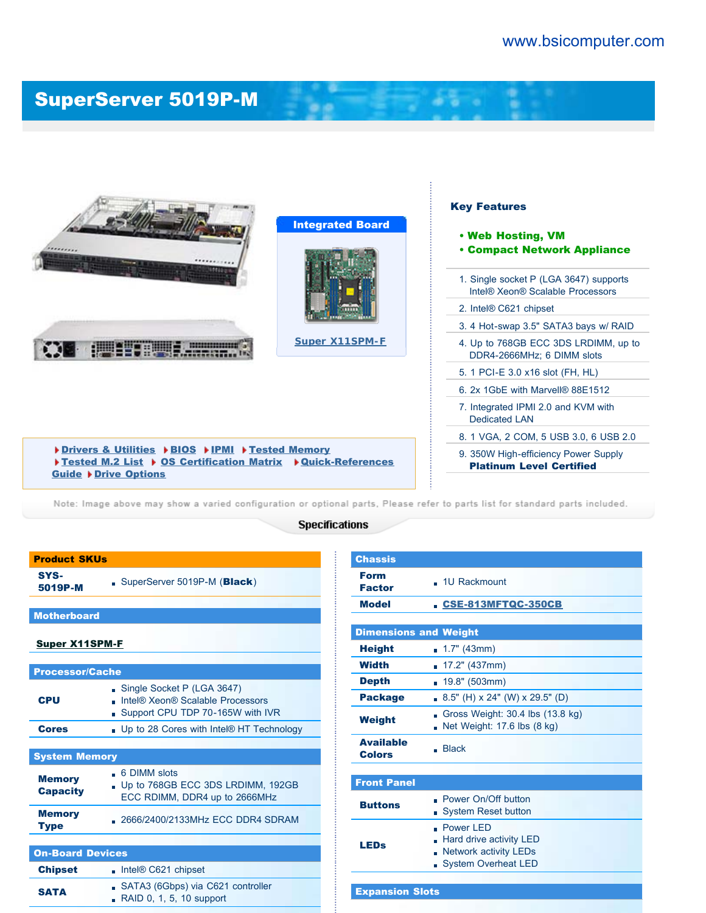www.bsicomputer.com

# SuperServer 5019P-M

**Integrated Board**

Super X11SPM-F

### Key Features

- **Web Hosting, VM**
- **Compact Network Appliance**

1. Single socket P (LGA 3647) supports Intel® Xeon® Scalable Processors
2. Intel® C621 chipset
3. 4 Hot-swap 3.5" SATA3 bays w/ RAID
4. Up to 768GB ECC 3DS LRDIMM, up to DDR4-2666MHz; 6 DIMM slots
5. 1 PCI-E 3.0 x16 slot (FH, HL)
6. 2x 1GbE with Marvell® 88E1512
7. Integrated IPMI 2.0 and KVM with Dedicated LAN
8. 1 VGA, 2 COM, 5 USB 3.0, 6 USB 2.0
9. 350W High-efficiency Power Supply **Platinum Level Certified**

Drivers & Utilities | BIOS | IPMI | Tested Memory | Tested M.2 List | OS Certification Matrix | Quick-References Guide | Drive Options

Note: Image above may show a varied configuration or optional parts, Please refer to parts list for standard parts included.

## Specifications

| **Product SKUs** | |
|---|---|
| **SYS-5019P-M** | SuperServer 5019P-M (**Black**) |

| **Motherboard** |
|---|
| **Super X11SPM-F** |

| **Processor/Cache** | |
|---|---|
| **CPU** | Single Socket P (LGA 3647)<br>Intel® Xeon® Scalable Processors<br>Support CPU TDP 70-165W with IVR |
| **Cores** | Up to 28 Cores with Intel® HT Technology |

| **System Memory** | |
|---|---|
| **Memory Capacity** | 6 DIMM slots<br>Up to 768GB ECC 3DS LRDIMM, 192GB ECC RDIMM, DDR4 up to 2666MHz |
| **Memory Type** | 2666/2400/2133MHz ECC DDR4 SDRAM |

| **On-Board Devices** | |
|---|---|
| **Chipset** | Intel® C621 chipset |
| **SATA** | SATA3 (6Gbps) via C621 controller<br>RAID 0, 1, 5, 10 support |

| **Chassis** | |
|---|---|
| **Form Factor** | 1U Rackmount |
| **Model** | CSE-813MFTQC-350CB |

| **Dimensions and Weight** | |
|---|---|
| **Height** | 1.7" (43mm) |
| **Width** | 17.2" (437mm) |
| **Depth** | 19.8" (503mm) |
| **Package** | 8.5" (H) x 24" (W) x 29.5" (D) |
| **Weight** | Gross Weight: 30.4 lbs (13.8 kg)<br>Net Weight: 17.6 lbs (8 kg) |
| **Available Colors** | Black |

| **Front Panel** | |
|---|---|
| **Buttons** | Power On/Off button<br>System Reset button |
| **LEDs** | Power LED<br>Hard drive activity LED<br>Network activity LEDs<br>System Overheat LED |

| **Expansion Slots** |
|---|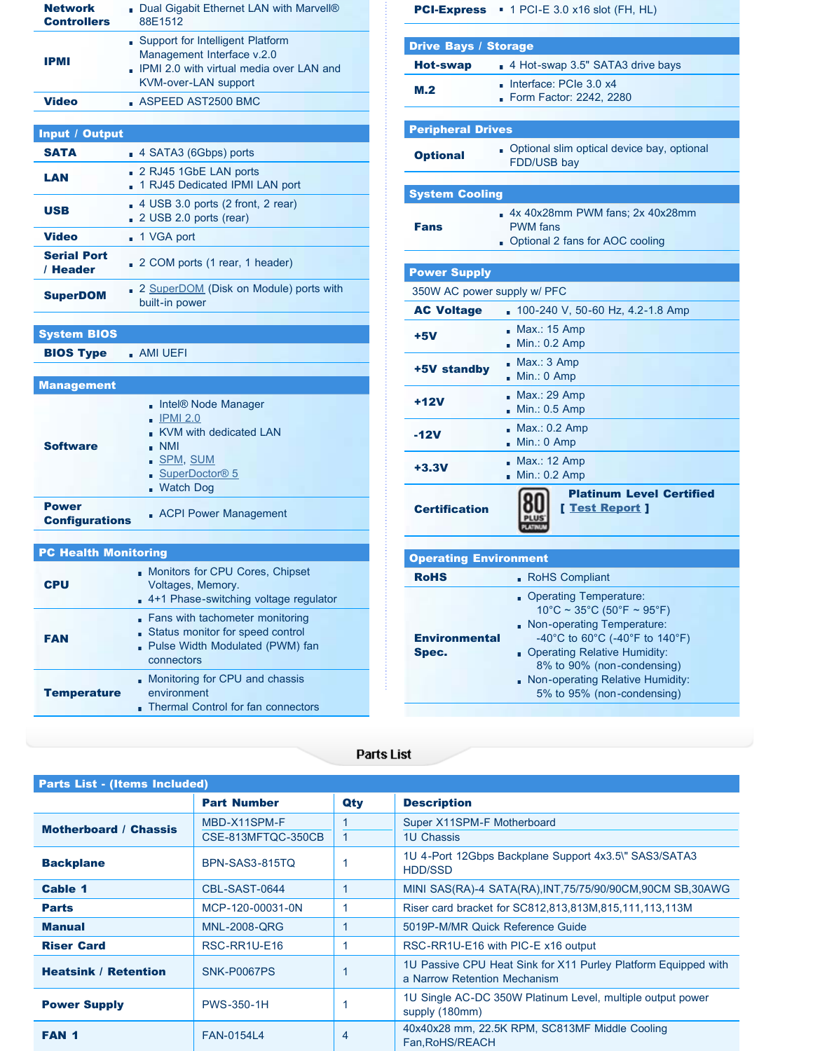| | |
|---|---|
| **Network Controllers** | Dual Gigabit Ethernet LAN with Marvell® 88E1512 |
| **IPMI** | Support for Intelligent Platform Management Interface v.2.0<br>IPMI 2.0 with virtual media over LAN and KVM-over-LAN support |
| **Video** | ASPEED AST2500 BMC |

## Input / Output

| | |
|---|---|
| **SATA** | 4 SATA3 (6Gbps) ports |
| **LAN** | 2 RJ45 1GbE LAN ports<br>1 RJ45 Dedicated IPMI LAN port |
| **USB** | 4 USB 3.0 ports (2 front, 2 rear)<br>2 USB 2.0 ports (rear) |
| **Video** | 1 VGA port |
| **Serial Port / Header** | 2 COM ports (1 rear, 1 header) |
| **SuperDOM** | 2 SuperDOM (Disk on Module) ports with built-in power |

## System BIOS

| | |
|---|---|
| **BIOS Type** | AMI UEFI |

## Management

| | |
|---|---|
| **Software** | Intel® Node Manager<br>IPMI 2.0<br>KVM with dedicated LAN<br>NMI<br>SPM, SUM<br>SuperDoctor® 5<br>Watch Dog |
| **Power Configurations** | ACPI Power Management |

## PC Health Monitoring

| | |
|---|---|
| **CPU** | Monitors for CPU Cores, Chipset Voltages, Memory.<br>4+1 Phase-switching voltage regulator |
| **FAN** | Fans with tachometer monitoring<br>Status monitor for speed control<br>Pulse Width Modulated (PWM) fan connectors |
| **Temperature** | Monitoring for CPU and chassis environment<br>Thermal Control for fan connectors |

| | |
|---|---|
| **PCI-Express** | 1 PCI-E 3.0 x16 slot (FH, HL) |

## Drive Bays / Storage

| | |
|---|---|
| **Hot-swap** | 4 Hot-swap 3.5" SATA3 drive bays |
| **M.2** | Interface: PCIe 3.0 x4<br>Form Factor: 2242, 2280 |

## Peripheral Drives

| | |
|---|---|
| **Optional** | Optional slim optical device bay, optional FDD/USB bay |

## System Cooling

| | |
|---|---|
| **Fans** | 4x 40x28mm PWM fans; 2x 40x28mm PWM fans<br>Optional 2 fans for AOC cooling |

## Power Supply

350W AC power supply w/ PFC

| | |
|---|---|
| **AC Voltage** | 100-240 V, 50-60 Hz, 4.2-1.8 Amp |
| **+5V** | Max.: 15 Amp<br>Min.: 0.2 Amp |
| **+5V standby** | Max.: 3 Amp<br>Min.: 0 Amp |
| **+12V** | Max.: 29 Amp<br>Min.: 0.5 Amp |
| **-12V** | Max.: 0.2 Amp<br>Min.: 0 Amp |
| **+3.3V** | Max.: 12 Amp<br>Min.: 0.2 Amp |
| **Certification** | **Platinum Level Certified**<br>**[ Test Report ]** |

## Operating Environment

| | |
|---|---|
| **RoHS** | RoHS Compliant |
| **Environmental Spec.** | Operating Temperature: 10°C ~ 35°C (50°F ~ 95°F)<br>Non-operating Temperature: -40°C to 60°C (-40°F to 140°F)<br>Operating Relative Humidity: 8% to 90% (non-condensing)<br>Non-operating Relative Humidity: 5% to 95% (non-condensing) |

# Parts List

## Parts List - (Items Included)

| | Part Number | Qty | Description |
|---|---|---|---|
| **Motherboard / Chassis** | MBD-X11SPM-F | 1 | Super X11SPM-F Motherboard |
| | CSE-813MFTQC-350CB | 1 | 1U Chassis |
| **Backplane** | BPN-SAS3-815TQ | 1 | 1U 4-Port 12Gbps Backplane Support 4x3.5\" SAS3/SATA3 HDD/SSD |
| **Cable 1** | CBL-SAST-0644 | 1 | MINI SAS(RA)-4 SATA(RA),INT,75/75/90/90CM,90CM SB,30AWG |
| **Parts** | MCP-120-00031-0N | 1 | Riser card bracket for SC812,813,813M,815,111,113,113M |
| **Manual** | MNL-2008-QRG | 1 | 5019P-M/MR Quick Reference Guide |
| **Riser Card** | RSC-RR1U-E16 | 1 | RSC-RR1U-E16 with PIC-E x16 output |
| **Heatsink / Retention** | SNK-P0067PS | 1 | 1U Passive CPU Heat Sink for X11 Purley Platform Equipped with a Narrow Retention Mechanism |
| **Power Supply** | PWS-350-1H | 1 | 1U Single AC-DC 350W Platinum Level, multiple output power supply (180mm) |
| **FAN 1** | FAN-0154L4 | 4 | 40x40x28 mm, 22.5K RPM, SC813MF Middle Cooling Fan,RoHS/REACH |